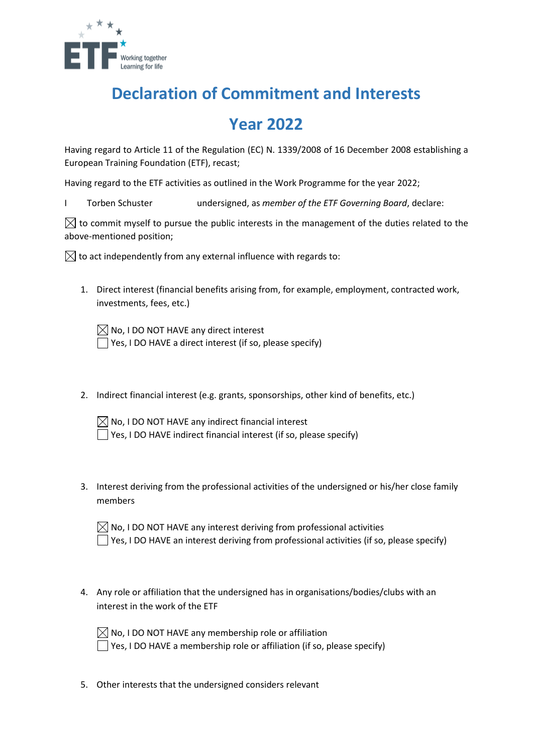ETF Working together Learning for life

# Declaration of Commitment and Interests

# Year 2022

Having regard to Article 11 of the Regulation (EC) N. 1339/2008 of 16 December 2008 establishing a European Training Foundation (ETF), recast;

Having regard to the ETF activities as outlined in the Work Programme for the year 2022;

I Torben Schuster undersigned, as *member of the ETF Governing Board*, declare:

☒ to commit myself to pursue the public interests in the management of the duties related to the above-mentioned position;

☒ to act independently from any external influence with regards to:

1. Direct interest (financial benefits arising from, for example, employment, contracted work, investments, fees, etc.)

   ☒ No, I DO NOT HAVE any direct interest
   ☐ Yes, I DO HAVE a direct interest (if so, please specify)

2. Indirect financial interest (e.g. grants, sponsorships, other kind of benefits, etc.)

   ☒ No, I DO NOT HAVE any indirect financial interest
   ☐ Yes, I DO HAVE indirect financial interest (if so, please specify)

3. Interest deriving from the professional activities of the undersigned or his/her close family members

   ☒ No, I DO NOT HAVE any interest deriving from professional activities
   ☐ Yes, I DO HAVE an interest deriving from professional activities (if so, please specify)

4. Any role or affiliation that the undersigned has in organisations/bodies/clubs with an interest in the work of the ETF

   ☒ No, I DO NOT HAVE any membership role or affiliation
   ☐ Yes, I DO HAVE a membership role or affiliation (if so, please specify)

5. Other interests that the undersigned considers relevant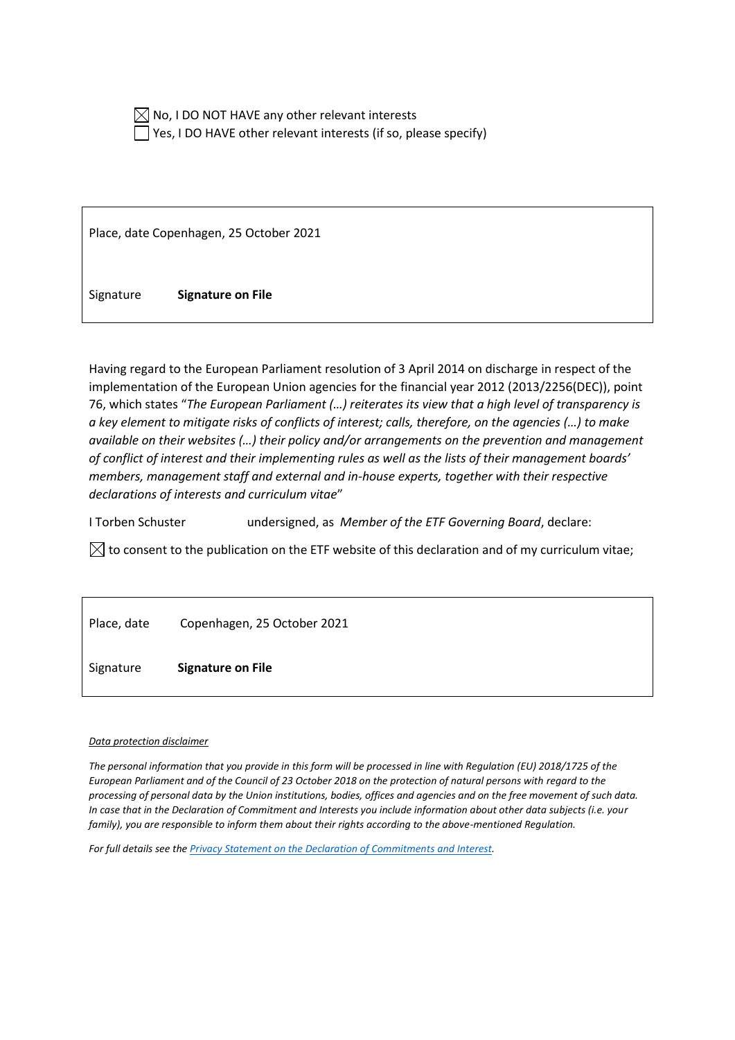☒ No, I DO NOT HAVE any other relevant interests

☐ Yes, I DO HAVE other relevant interests (if so, please specify)

| | |
|---|---|
| Place, date Copenhagen, 25 October 2021 | |
| Signature | **Signature on File** |

Having regard to the European Parliament resolution of 3 April 2014 on discharge in respect of the implementation of the European Union agencies for the financial year 2012 (2013/2256(DEC)), point 76, which states "*The European Parliament (…) reiterates its view that a high level of transparency is a key element to mitigate risks of conflicts of interest; calls, therefore, on the agencies (…) to make available on their websites (…) their policy and/or arrangements on the prevention and management of conflict of interest and their implementing rules as well as the lists of their management boards' members, management staff and external and in-house experts, together with their respective declarations of interests and curriculum vitae*"

I Torben Schuster undersigned, as *Member of the ETF Governing Board*, declare:

☒ to consent to the publication on the ETF website of this declaration and of my curriculum vitae;

| | |
|---|---|
| Place, date | Copenhagen, 25 October 2021 |
| Signature | **Signature on File** |

*Data protection disclaimer*

*The personal information that you provide in this form will be processed in line with Regulation (EU) 2018/1725 of the European Parliament and of the Council of 23 October 2018 on the protection of natural persons with regard to the processing of personal data by the Union institutions, bodies, offices and agencies and on the free movement of such data. In case that in the Declaration of Commitment and Interests you include information about other data subjects (i.e. your family), you are responsible to inform them about their rights according to the above-mentioned Regulation.*

*For full details see the Privacy Statement on the Declaration of Commitments and Interest.*